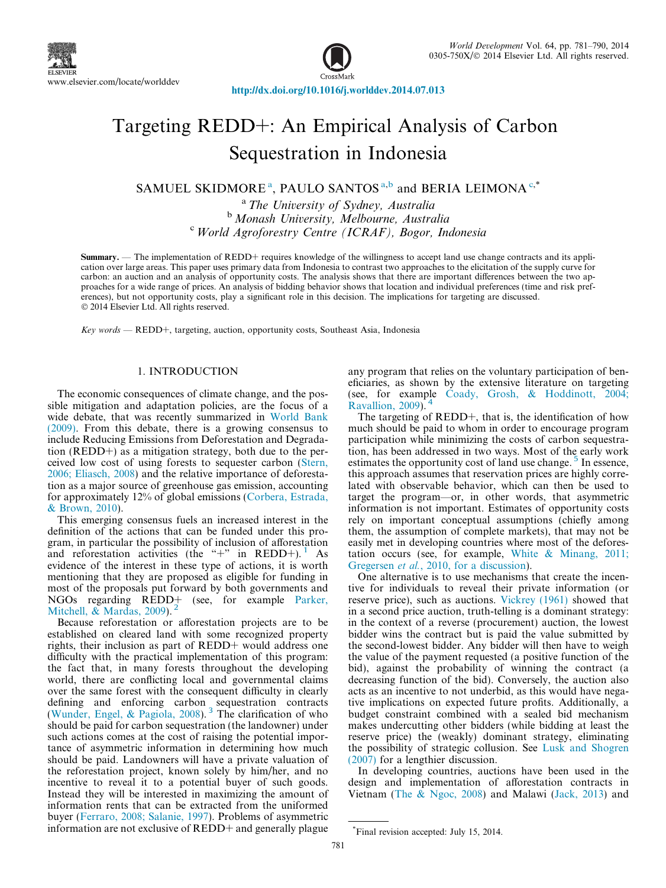# Targeting REDD+: An Empirical Analysis of Carbon Sequestration in Indonesia

SAMUEL SKIDMORE [a], PAULO SANTOS [a,b] and BERIA LEIMONA [c,*]

[a] *The University of Sydney, Australia*
[b] *Monash University, Melbourne, Australia*
[c] *World Agroforestry Centre (ICRAF), Bogor, Indonesia*

**Summary.** — The implementation of REDD+ requires knowledge of the willingness to accept land use change contracts and its application over large areas. This paper uses primary data from Indonesia to contrast two approaches to the elicitation of the supply curve for carbon: an auction and an analysis of opportunity costs. The analysis shows that there are important differences between the two approaches for a wide range of prices. An analysis of bidding behavior shows that location and individual preferences (time and risk preferences), but not opportunity costs, play a significant role in this decision. The implications for targeting are discussed.
© 2014 Elsevier Ltd. All rights reserved.

*Key words* — REDD+, targeting, auction, opportunity costs, Southeast Asia, Indonesia

## 1. INTRODUCTION

The economic consequences of climate change, and the possible mitigation and adaptation policies, are the focus of a wide debate, that was recently summarized in World Bank (2009). From this debate, there is a growing consensus to include Reducing Emissions from Deforestation and Degradation (REDD+) as a mitigation strategy, both due to the perceived low cost of using forests to sequester carbon (Stern, 2006; Eliasch, 2008) and the relative importance of deforestation as a major source of greenhouse gas emission, accounting for approximately 12% of global emissions (Corbera, Estrada, & Brown, 2010).

This emerging consensus fuels an increased interest in the definition of the actions that can be funded under this program, in particular the possibility of inclusion of afforestation and reforestation activities (the "+" in REDD+).[1] As evidence of the interest in these type of actions, it is worth mentioning that they are proposed as eligible for funding in most of the proposals put forward by both governments and NGOs regarding REDD+ (see, for example Parker, Mitchell, & Mardas, 2009).[2]

Because reforestation or afforestation projects are to be established on cleared land with some recognized property rights, their inclusion as part of REDD+ would address one difficulty with the practical implementation of this program: the fact that, in many forests throughout the developing world, there are conflicting local and governmental claims over the same forest with the consequent difficulty in clearly defining and enforcing carbon sequestration contracts (Wunder, Engel, & Pagiola, 2008).[3] The clarification of who should be paid for carbon sequestration (the landowner) under such actions comes at the cost of raising the potential importance of asymmetric information in determining how much should be paid. Landowners will have a private valuation of the reforestation project, known solely by him/her, and no incentive to reveal it to a potential buyer of such goods. Instead they will be interested in maximizing the amount of information rents that can be extracted from the uniformed buyer (Ferraro, 2008; Salanie, 1997). Problems of asymmetric information are not exclusive of REDD+ and generally plague any program that relies on the voluntary participation of beneficiaries, as shown by the extensive literature on targeting (see, for example Coady, Grosh, & Hoddinott, 2004; Ravallion, 2009).[4]

The targeting of REDD+, that is, the identification of how much should be paid to whom in order to encourage program participation while minimizing the costs of carbon sequestration, has been addressed in two ways. Most of the early work estimates the opportunity cost of land use change.[5] In essence, this approach assumes that reservation prices are highly correlated with observable behavior, which can then be used to target the program—or, in other words, that asymmetric information is not important. Estimates of opportunity costs rely on important conceptual assumptions (chiefly among them, the assumption of complete markets), that may not be easily met in developing countries where most of the deforestation occurs (see, for example, White & Minang, 2011; Gregersen *et al.*, 2010, for a discussion).

One alternative is to use mechanisms that create the incentive for individuals to reveal their private information (or reserve price), such as auctions. Vickrey (1961) showed that in a second price auction, truth-telling is a dominant strategy: in the context of a reverse (procurement) auction, the lowest bidder wins the contract but is paid the value submitted by the second-lowest bidder. Any bidder will then have to weigh the value of the payment requested (a positive function of the bid), against the probability of winning the contract (a decreasing function of the bid). Conversely, the auction also acts as an incentive to not underbid, as this would have negative implications on expected future profits. Additionally, a budget constraint combined with a sealed bid mechanism makes undercutting other bidders (while bidding at least the reserve price) the (weakly) dominant strategy, eliminating the possibility of strategic collusion. See Lusk and Shogren (2007) for a lengthier discussion.

In developing countries, auctions have been used in the design and implementation of afforestation contracts in Vietnam (The & Ngoc, 2008) and Malawi (Jack, 2013) and

*Final revision accepted: July 15, 2014.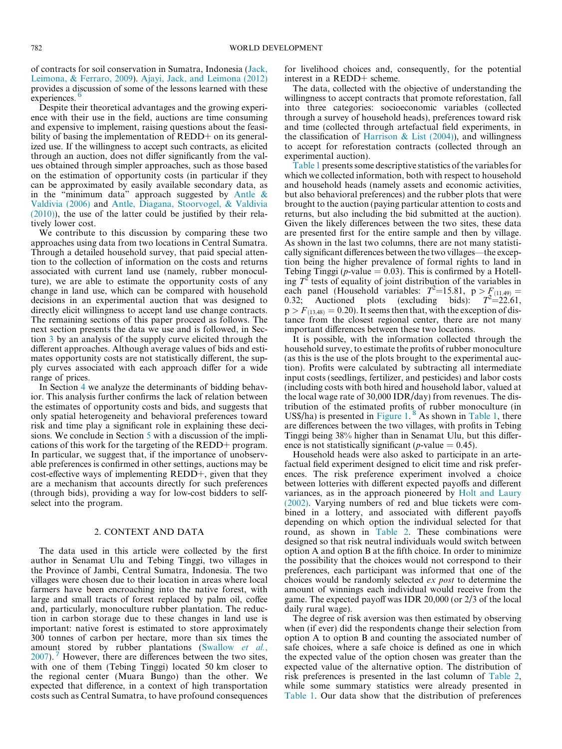of contracts for soil conservation in Sumatra, Indonesia (Jack, Leimona, & Ferraro, 2009). Ajayi, Jack, and Leimona (2012) provides a discussion of some of the lessons learned with these experiences.[6]

Despite their theoretical advantages and the growing experience with their use in the field, auctions are time consuming and expensive to implement, raising questions about the feasibility of basing the implementation of REDD+ on its generalized use. If the willingness to accept such contracts, as elicited through an auction, does not differ significantly from the values obtained through simpler approaches, such as those based on the estimation of opportunity costs (in particular if they can be approximated by easily available secondary data, as in the "minimum data" approach suggested by Antle & Valdivia (2006) and Antle, Diagana, Stoorvogel, & Valdivia (2010)), the use of the latter could be justified by their relatively lower cost.

We contribute to this discussion by comparing these two approaches using data from two locations in Central Sumatra. Through a detailed household survey, that paid special attention to the collection of information on the costs and returns associated with current land use (namely, rubber monoculture), we are able to estimate the opportunity costs of any change in land use, which can be compared with household decisions in an experimental auction that was designed to directly elicit willingness to accept land use change contracts. The remaining sections of this paper proceed as follows. The next section presents the data we use and is followed, in Section 3 by an analysis of the supply curve elicited through the different approaches. Although average values of bids and estimates opportunity costs are not statistically different, the supply curves associated with each approach differ for a wide range of prices.

In Section 4 we analyze the determinants of bidding behavior. This analysis further confirms the lack of relation between the estimates of opportunity costs and bids, and suggests that only spatial heterogeneity and behavioral preferences toward risk and time play a significant role in explaining these decisions. We conclude in Section 5 with a discussion of the implications of this work for the targeting of the REDD+ program. In particular, we suggest that, if the importance of unobservable preferences is confirmed in other settings, auctions may be cost-effective ways of implementing REDD+, given that they are a mechanism that accounts directly for such preferences (through bids), providing a way for low-cost bidders to self-select into the program.

## 2. CONTEXT AND DATA

The data used in this article were collected by the first author in Senamat Ulu and Tebing Tinggi, two villages in the Province of Jambi, Central Sumatra, Indonesia. The two villages were chosen due to their location in areas where local farmers have been encroaching into the native forest, with large and small tracts of forest replaced by palm oil, coffee and, particularly, monoculture rubber plantation. The reduction in carbon storage due to these changes in land use is important: native forest is estimated to store approximately 300 tonnes of carbon per hectare, more than six times the amount stored by rubber plantations (Swallow *et al.*, 2007).[7] However, there are differences between the two sites, with one of them (Tebing Tinggi) located 50 km closer to the regional center (Muara Bungo) than the other. We expected that difference, in a context of high transportation costs such as Central Sumatra, to have profound consequences for livelihood choices and, consequently, for the potential interest in a REDD+ scheme.

The data, collected with the objective of understanding the willingness to accept contracts that promote reforestation, fall into three categories: socioeconomic variables (collected through a survey of household heads), preferences toward risk and time (collected through artefactual field experiments, in the classification of Harrison & List (2004)), and willingness to accept for reforestation contracts (collected through an experimental auction).

Table 1 presents some descriptive statistics of the variables for which we collected information, both with respect to household and household heads (namely assets and economic activities, but also behavioral preferences) and the rubber plots that were brought to the auction (paying particular attention to costs and returns, but also including the bid submitted at the auction). Given the likely differences between the two sites, these data are presented first for the entire sample and then by village. As shown in the last two columns, there are not many statistically significant differences between the two villages—the exception being the higher prevalence of formal rights to land in Tebing Tinggi ($p$-value = 0.03). This is confirmed by a Hotelling $T^2$ tests of equality of joint distribution of the variables in each panel (Household variables: $T^2$=15.81, $p > F_{(11,49)}$ = 0.32; Auctioned plots (excluding bids): $T^2$=22.61, $p > F_{(13,48)} = 0.20$). It seems then that, with the exception of distance from the closest regional center, there are not many important differences between these two locations.

It is possible, with the information collected through the household survey, to estimate the profits of rubber monoculture (as this is the use of the plots brought to the experimental auction). Profits were calculated by subtracting all intermediate input costs (seedlings, fertilizer, and pesticides) and labor costs (including costs with both hired and household labor, valued at the local wage rate of 30,000 IDR/day) from revenues. The distribution of the estimated profits of rubber monoculture (in US$/ha) is presented in Figure 1.[8] As shown in Table 1, there are differences between the two villages, with profits in Tebing Tinggi being 38% higher than in Senamat Ulu, but this difference is not statistically significant ($p$-value = 0.45).

Household heads were also asked to participate in an artefactual field experiment designed to elicit time and risk preferences. The risk preference experiment involved a choice between lotteries with different expected payoffs and different variances, as in the approach pioneered by Holt and Laury (2002). Varying numbers of red and blue tickets were combined in a lottery, and associated with different payoffs depending on which option the individual selected for that round, as shown in Table 2. These combinations were designed so that risk neutral individuals would switch between option A and option B at the fifth choice. In order to minimize the possibility that the choices would not correspond to their preferences, each participant was informed that one of the choices would be randomly selected *ex post* to determine the amount of winnings each individual would receive from the game. The expected payoff was IDR 20,000 (or 2/3 of the local daily rural wage).

The degree of risk aversion was then estimated by observing when (if ever) did the respondents change their selection from option A to option B and counting the associated number of safe choices, where a safe choice is defined as one in which the expected value of the option chosen was greater than the expected value of the alternative option. The distribution of risk preferences is presented in the last column of Table 2, while some summary statistics were already presented in Table 1. Our data show that the distribution of preferences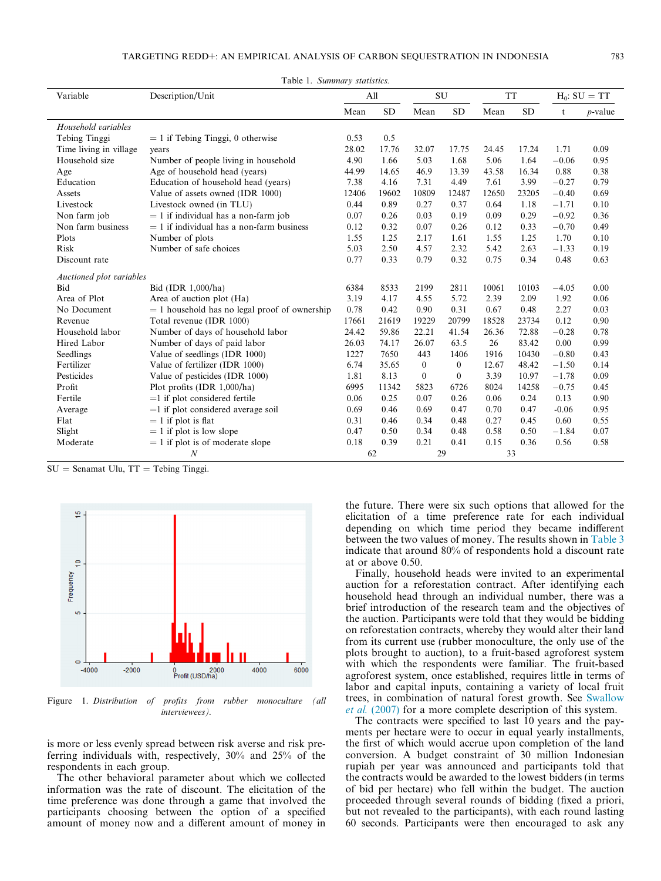Table 1. *Summary statistics.*

| Variable | Description/Unit | All | | SU | | TT | | $H_0$: SU = TT | |
|---|---|---|---|---|---|---|---|---|---|
| | | Mean | SD | Mean | SD | Mean | SD | t | *p*-value |
| *Household variables* | | | | | | | | | |
| Tebing Tinggi | = 1 if Tebing Tinggi, 0 otherwise | 0.53 | 0.5 | | | | | | |
| Time living in village | years | 28.02 | 17.76 | 32.07 | 17.75 | 24.45 | 17.24 | 1.71 | 0.09 |
| Household size | Number of people living in household | 4.90 | 1.66 | 5.03 | 1.68 | 5.06 | 1.64 | −0.06 | 0.95 |
| Age | Age of household head (years) | 44.99 | 14.65 | 46.9 | 13.39 | 43.58 | 16.34 | 0.88 | 0.38 |
| Education | Education of household head (years) | 7.38 | 4.16 | 7.31 | 4.49 | 7.61 | 3.99 | −0.27 | 0.79 |
| Assets | Value of assets owned (IDR 1000) | 12406 | 19602 | 10809 | 12487 | 12650 | 23205 | −0.40 | 0.69 |
| Livestock | Livestock owned (in TLU) | 0.44 | 0.89 | 0.27 | 0.37 | 0.64 | 1.18 | −1.71 | 0.10 |
| Non farm job | = 1 if individual has a non-farm job | 0.07 | 0.26 | 0.03 | 0.19 | 0.09 | 0.29 | −0.92 | 0.36 |
| Non farm business | = 1 if individual has a non-farm business | 0.12 | 0.32 | 0.07 | 0.26 | 0.12 | 0.33 | −0.70 | 0.49 |
| Plots | Number of plots | 1.55 | 1.25 | 2.17 | 1.61 | 1.55 | 1.25 | 1.70 | 0.10 |
| Risk | Number of safe choices | 5.03 | 2.50 | 4.57 | 2.32 | 5.42 | 2.63 | −1.33 | 0.19 |
| Discount rate | | 0.77 | 0.33 | 0.79 | 0.32 | 0.75 | 0.34 | 0.48 | 0.63 |
| *Auctioned plot variables* | | | | | | | | | |
| Bid | Bid (IDR 1,000/ha) | 6384 | 8533 | 2199 | 2811 | 10061 | 10103 | −4.05 | 0.00 |
| Area of Plot | Area of auction plot (Ha) | 3.19 | 4.17 | 4.55 | 5.72 | 2.39 | 2.09 | 1.92 | 0.06 |
| No Document | = 1 household has no legal proof of ownership | 0.78 | 0.42 | 0.90 | 0.31 | 0.67 | 0.48 | 2.27 | 0.03 |
| Revenue | Total revenue (IDR 1000) | 17661 | 21619 | 19229 | 20799 | 18528 | 23734 | 0.12 | 0.90 |
| Household labor | Number of days of household labor | 24.42 | 59.86 | 22.21 | 41.54 | 26.36 | 72.88 | −0.28 | 0.78 |
| Hired Labor | Number of days of paid labor | 26.03 | 74.17 | 26.07 | 63.5 | 26 | 83.42 | 0.00 | 0.99 |
| Seedlings | Value of seedlings (IDR 1000) | 1227 | 7650 | 443 | 1406 | 1916 | 10430 | −0.80 | 0.43 |
| Fertilizer | Value of fertilizer (IDR 1000) | 6.74 | 35.65 | 0 | 0 | 12.67 | 48.42 | −1.50 | 0.14 |
| Pesticides | Value of pesticides (IDR 1000) | 1.81 | 8.13 | 0 | 0 | 3.39 | 10.97 | −1.78 | 0.09 |
| Profit | Plot profits (IDR 1,000/ha) | 6995 | 11342 | 5823 | 6726 | 8024 | 14258 | −0.75 | 0.45 |
| Fertile | =1 if plot considered fertile | 0.06 | 0.25 | 0.07 | 0.26 | 0.06 | 0.24 | 0.13 | 0.90 |
| Average | =1 if plot considered average soil | 0.69 | 0.46 | 0.69 | 0.47 | 0.70 | 0.47 | -0.06 | 0.95 |
| Flat | = 1 if plot is flat | 0.31 | 0.46 | 0.34 | 0.48 | 0.27 | 0.45 | 0.60 | 0.55 |
| Slight | = 1 if plot is low slope | 0.47 | 0.50 | 0.34 | 0.48 | 0.58 | 0.50 | −1.84 | 0.07 |
| Moderate | = 1 if plot is of moderate slope | 0.18 | 0.39 | 0.21 | 0.41 | 0.15 | 0.36 | 0.56 | 0.58 |
| | *N* | 62 | | 29 | | 33 | | | |

SU = Senamat Ulu, TT = Tebing Tinggi.

Figure 1. *Distribution of profits from rubber monoculture (all interviewees).*

is more or less evenly spread between risk averse and risk preferring individuals with, respectively, 30% and 25% of the respondents in each group.

The other behavioral parameter about which we collected information was the rate of discount. The elicitation of the time preference was done through a game that involved the participants choosing between the option of a specified amount of money now and a different amount of money in the future. There were six such options that allowed for the elicitation of a time preference rate for each individual depending on which time period they became indifferent between the two values of money. The results shown in Table 3 indicate that around 80% of respondents hold a discount rate at or above 0.50.

Finally, household heads were invited to an experimental auction for a reforestation contract. After identifying each household head through an individual number, there was a brief introduction of the research team and the objectives of the auction. Participants were told that they would be bidding on reforestation contracts, whereby they would alter their land from its current use (rubber monoculture, the only use of the plots brought to auction), to a fruit-based agroforest system with which the respondents were familiar. The fruit-based agroforest system, once established, requires little in terms of labor and capital inputs, containing a variety of local fruit trees, in combination of natural forest growth. See Swallow *et al.* (2007) for a more complete description of this system.

The contracts were specified to last 10 years and the payments per hectare were to occur in equal yearly installments, the first of which would accrue upon completion of the land conversion. A budget constraint of 30 million Indonesian rupiah per year was announced and participants told that the contracts would be awarded to the lowest bidders (in terms of bid per hectare) who fell within the budget. The auction proceeded through several rounds of bidding (fixed a priori, but not revealed to the participants), with each round lasting 60 seconds. Participants were then encouraged to ask any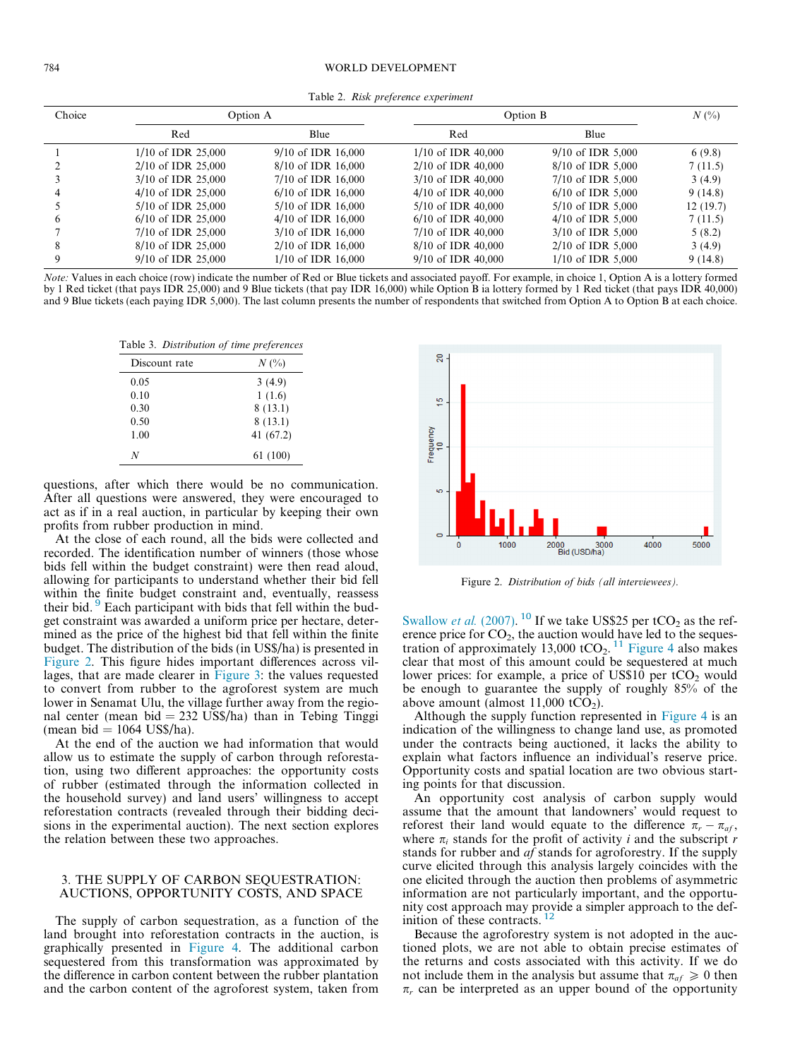Table 2. *Risk preference experiment*

| Choice | Option A | | Option B | | N (%) |
|---|---|---|---|---|---|
| | Red | Blue | Red | Blue | |
| 1 | 1/10 of IDR 25,000 | 9/10 of IDR 16,000 | 1/10 of IDR 40,000 | 9/10 of IDR 5,000 | 6 (9.8) |
| 2 | 2/10 of IDR 25,000 | 8/10 of IDR 16,000 | 2/10 of IDR 40,000 | 8/10 of IDR 5,000 | 7 (11.5) |
| 3 | 3/10 of IDR 25,000 | 7/10 of IDR 16,000 | 3/10 of IDR 40,000 | 7/10 of IDR 5,000 | 3 (4.9) |
| 4 | 4/10 of IDR 25,000 | 6/10 of IDR 16,000 | 4/10 of IDR 40,000 | 6/10 of IDR 5,000 | 9 (14.8) |
| 5 | 5/10 of IDR 25,000 | 5/10 of IDR 16,000 | 5/10 of IDR 40,000 | 5/10 of IDR 5,000 | 12 (19.7) |
| 6 | 6/10 of IDR 25,000 | 4/10 of IDR 16,000 | 6/10 of IDR 40,000 | 4/10 of IDR 5,000 | 7 (11.5) |
| 7 | 7/10 of IDR 25,000 | 3/10 of IDR 16,000 | 7/10 of IDR 40,000 | 3/10 of IDR 5,000 | 5 (8.2) |
| 8 | 8/10 of IDR 25,000 | 2/10 of IDR 16,000 | 8/10 of IDR 40,000 | 2/10 of IDR 5,000 | 3 (4.9) |
| 9 | 9/10 of IDR 25,000 | 1/10 of IDR 16,000 | 9/10 of IDR 40,000 | 1/10 of IDR 5,000 | 9 (14.8) |

*Note:* Values in each choice (row) indicate the number of Red or Blue tickets and associated payoff. For example, in choice 1, Option A is a lottery formed by 1 Red ticket (that pays IDR 25,000) and 9 Blue tickets (that pay IDR 16,000) while Option B ia lottery formed by 1 Red ticket (that pays IDR 40,000) and 9 Blue tickets (each paying IDR 5,000). The last column presents the number of respondents that switched from Option A to Option B at each choice.

Table 3. *Distribution of time preferences*

| Discount rate | N (%) |
|---|---|
| 0.05 | 3 (4.9) |
| 0.10 | 1 (1.6) |
| 0.30 | 8 (13.1) |
| 0.50 | 8 (13.1) |
| 1.00 | 41 (67.2) |
| *N* | 61 (100) |

questions, after which there would be no communication. After all questions were answered, they were encouraged to act as if in a real auction, in particular by keeping their own profits from rubber production in mind.

At the close of each round, all the bids were collected and recorded. The identification number of winners (those whose bids fell within the budget constraint) were then read aloud, allowing for participants to understand whether their bid fell within the finite budget constraint and, eventually, reassess their bid.[9] Each participant with bids that fell within the budget constraint was awarded a uniform price per hectare, determined as the price of the highest bid that fell within the finite budget. The distribution of the bids (in US$/ha) is presented in Figure 2. This figure hides important differences across villages, that are made clearer in Figure 3: the values requested to convert from rubber to the agroforest system are much lower in Senamat Ulu, the village further away from the regional center (mean bid = 232 US$/ha) than in Tebing Tinggi (mean bid = 1064 US$/ha).

At the end of the auction we had information that would allow us to estimate the supply of carbon through reforestation, using two different approaches: the opportunity costs of rubber (estimated through the information collected in the household survey) and land users' willingness to accept reforestation contracts (revealed through their bidding decisions in the experimental auction). The next section explores the relation between these two approaches.

## 3. THE SUPPLY OF CARBON SEQUESTRATION: AUCTIONS, OPPORTUNITY COSTS, AND SPACE

The supply of carbon sequestration, as a function of the land brought into reforestation contracts in the auction, is graphically presented in Figure 4. The additional carbon sequestered from this transformation was approximated by the difference in carbon content between the rubber plantation and the carbon content of the agroforest system, taken from

Figure 2. *Distribution of bids (all interviewees).*

Swallow *et al.* (2007).[10] If we take US$25 per $tCO_2$ as the reference price for $CO_2$, the auction would have led to the sequestration of approximately 13,000 $tCO_2$.[11] Figure 4 also makes clear that most of this amount could be sequestered at much lower prices: for example, a price of US$10 per $tCO_2$ would be enough to guarantee the supply of roughly 85% of the above amount (almost 11,000 $tCO_2$).

Although the supply function represented in Figure 4 is an indication of the willingness to change land use, as promoted under the contracts being auctioned, it lacks the ability to explain what factors influence an individual's reserve price. Opportunity costs and spatial location are two obvious starting points for that discussion.

An opportunity cost analysis of carbon supply would assume that the amount that landowners' would request to reforest their land would equate to the difference $\pi_r - \pi_{af}$, where $\pi_i$ stands for the profit of activity $i$ and the subscript $r$ stands for rubber and $af$ stands for agroforestry. If the supply curve elicited through this analysis largely coincides with the one elicited through the auction then problems of asymmetric information are not particularly important, and the opportunity cost approach may provide a simpler approach to the definition of these contracts.[12]

Because the agroforestry system is not adopted in the auctioned plots, we are not able to obtain precise estimates of the returns and costs associated with this activity. If we do not include them in the analysis but assume that $\pi_{af} \geqslant 0$ then $\pi_r$ can be interpreted as an upper bound of the opportunity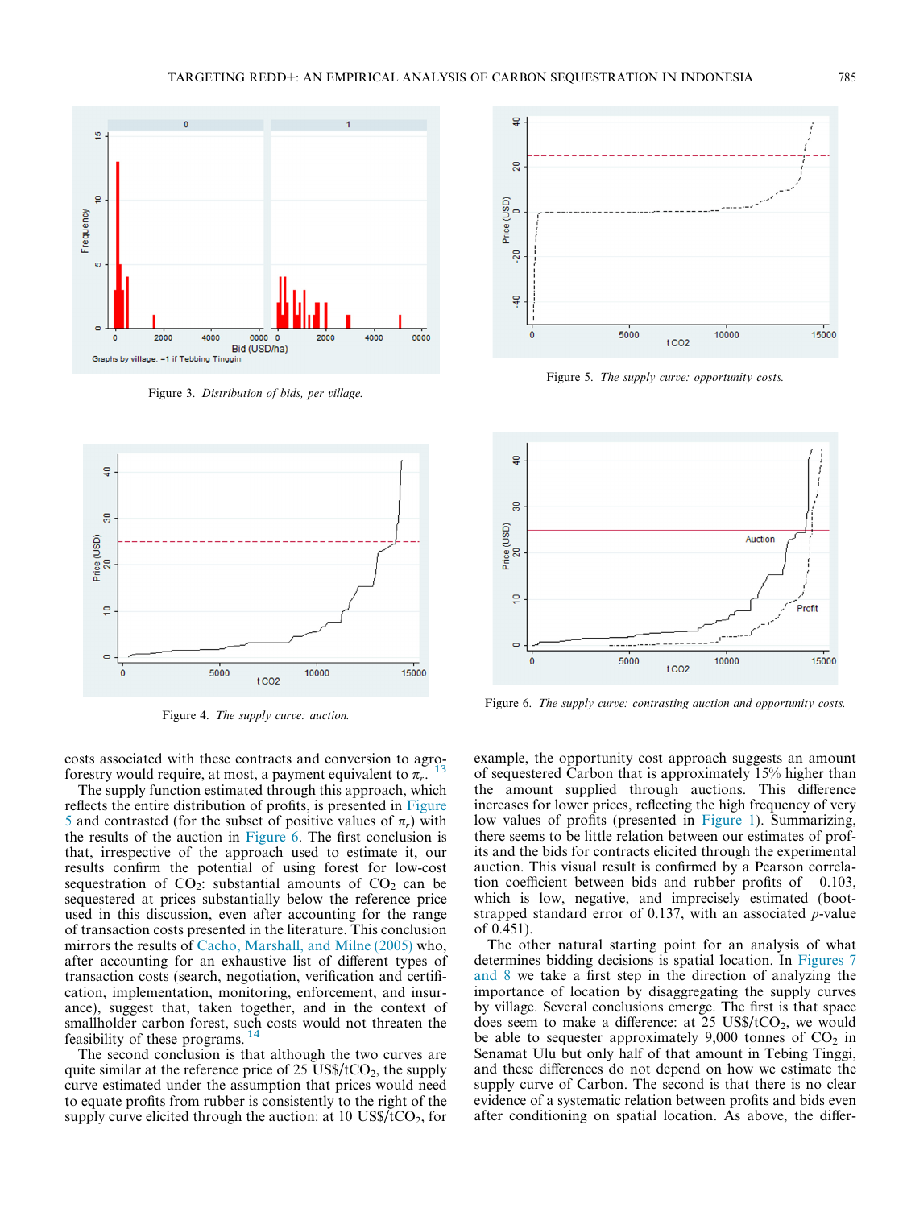Figure 3. *Distribution of bids, per village.*

Figure 5. *The supply curve: opportunity costs.*

Figure 4. *The supply curve: auction.*

Figure 6. *The supply curve: contrasting auction and opportunity costs.*

costs associated with these contracts and conversion to agroforestry would require, at most, a payment equivalent to $\pi_r$.[13]

The supply function estimated through this approach, which reflects the entire distribution of profits, is presented in Figure 5 and contrasted (for the subset of positive values of $\pi_r$) with the results of the auction in Figure 6. The first conclusion is that, irrespective of the approach used to estimate it, our results confirm the potential of using forest for low-cost sequestration of $CO_2$: substantial amounts of $CO_2$ can be sequestered at prices substantially below the reference price used in this discussion, even after accounting for the range of transaction costs presented in the literature. This conclusion mirrors the results of Cacho, Marshall, and Milne (2005) who, after accounting for an exhaustive list of different types of transaction costs (search, negotiation, verification and certification, implementation, monitoring, enforcement, and insurance), suggest that, taken together, and in the context of smallholder carbon forest, such costs would not threaten the feasibility of these programs.[14]

The second conclusion is that although the two curves are quite similar at the reference price of 25 US\$/t$CO_2$, the supply curve estimated under the assumption that prices would need to equate profits from rubber is consistently to the right of the supply curve elicited through the auction: at 10 US\$/t$CO_2$, for example, the opportunity cost approach suggests an amount of sequestered Carbon that is approximately 15% higher than the amount supplied through auctions. This difference increases for lower prices, reflecting the high frequency of very low values of profits (presented in Figure 1). Summarizing, there seems to be little relation between our estimates of profits and the bids for contracts elicited through the experimental auction. This visual result is confirmed by a Pearson correlation coefficient between bids and rubber profits of $-0.103$, which is low, negative, and imprecisely estimated (bootstrapped standard error of 0.137, with an associated $p$-value of 0.451).

The other natural starting point for an analysis of what determines bidding decisions is spatial location. In Figures 7 and 8 we take a first step in the direction of analyzing the importance of location by disaggregating the supply curves by village. Several conclusions emerge. The first is that space does seem to make a difference: at 25 US\$/t$CO_2$, we would be able to sequester approximately 9,000 tonnes of $CO_2$ in Senamat Ulu but only half of that amount in Tebing Tinggi, and these differences do not depend on how we estimate the supply curve of Carbon. The second is that there is no clear evidence of a systematic relation between profits and bids even after conditioning on spatial location. As above, the differ-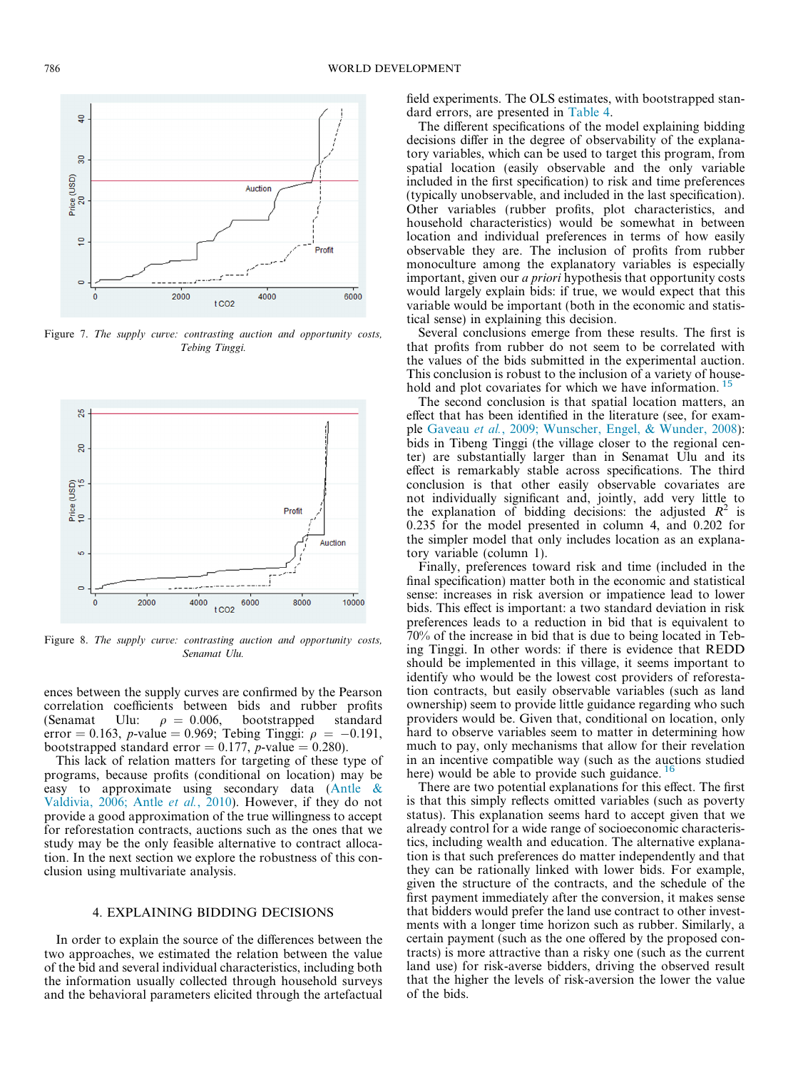Figure 7. *The supply curve: contrasting auction and opportunity costs, Tebing Tinggi.*

Figure 8. *The supply curve: contrasting auction and opportunity costs, Senamat Ulu.*

ences between the supply curves are confirmed by the Pearson correlation coefficients between bids and rubber profits (Senamat Ulu: $\rho = 0.006$, bootstrapped standard error = 0.163, $p$-value = 0.969; Tebing Tinggi: $\rho = -0.191$, bootstrapped standard error = 0.177, $p$-value = 0.280).

This lack of relation matters for targeting of these type of programs, because profits (conditional on location) may be easy to approximate using secondary data (Antle & Valdivia, 2006; Antle *et al.*, 2010). However, if they do not provide a good approximation of the true willingness to accept for reforestation contracts, auctions such as the ones that we study may be the only feasible alternative to contract allocation. In the next section we explore the robustness of this conclusion using multivariate analysis.

## 4. EXPLAINING BIDDING DECISIONS

In order to explain the source of the differences between the two approaches, we estimated the relation between the value of the bid and several individual characteristics, including both the information usually collected through household surveys and the behavioral parameters elicited through the artefactual field experiments. The OLS estimates, with bootstrapped standard errors, are presented in Table 4.

The different specifications of the model explaining bidding decisions differ in the degree of observability of the explanatory variables, which can be used to target this program, from spatial location (easily observable and the only variable included in the first specification) to risk and time preferences (typically unobservable, and included in the last specification). Other variables (rubber profits, plot characteristics, and household characteristics) would be somewhat in between location and individual preferences in terms of how easily observable they are. The inclusion of profits from rubber monoculture among the explanatory variables is especially important, given our *a priori* hypothesis that opportunity costs would largely explain bids: if true, we would expect that this variable would be important (both in the economic and statistical sense) in explaining this decision.

Several conclusions emerge from these results. The first is that profits from rubber do not seem to be correlated with the values of the bids submitted in the experimental auction. This conclusion is robust to the inclusion of a variety of household and plot covariates for which we have information. [15]

The second conclusion is that spatial location matters, an effect that has been identified in the literature (see, for example Gaveau *et al.*, 2009; Wunscher, Engel, & Wunder, 2008): bids in Tibeng Tinggi (the village closer to the regional center) are substantially larger than in Senamat Ulu and its effect is remarkably stable across specifications. The third conclusion is that other easily observable covariates are not individually significant and, jointly, add very little to the explanation of bidding decisions: the adjusted $R^2$ is 0.235 for the model presented in column 4, and 0.202 for the simpler model that only includes location as an explanatory variable (column 1).

Finally, preferences toward risk and time (included in the final specification) matter both in the economic and statistical sense: increases in risk aversion or impatience lead to lower bids. This effect is important: a two standard deviation in risk preferences leads to a reduction in bid that is equivalent to 70% of the increase in bid that is due to being located in Tebing Tinggi. In other words: if there is evidence that REDD should be implemented in this village, it seems important to identify who would be the lowest cost providers of reforestation contracts, but easily observable variables (such as land ownership) seem to provide little guidance regarding who such providers would be. Given that, conditional on location, only hard to observe variables seem to matter in determining how much to pay, only mechanisms that allow for their revelation in an incentive compatible way (such as the auctions studied here) would be able to provide such guidance. [16]

There are two potential explanations for this effect. The first is that this simply reflects omitted variables (such as poverty status). This explanation seems hard to accept given that we already control for a wide range of socioeconomic characteristics, including wealth and education. The alternative explanation is that such preferences do matter independently and that they can be rationally linked with lower bids. For example, given the structure of the contracts, and the schedule of the first payment immediately after the conversion, it makes sense that bidders would prefer the land use contract to other investments with a longer time horizon such as rubber. Similarly, a certain payment (such as the one offered by the proposed contracts) is more attractive than a risky one (such as the current land use) for risk-averse bidders, driving the observed result that the higher the levels of risk-aversion the lower the value of the bids.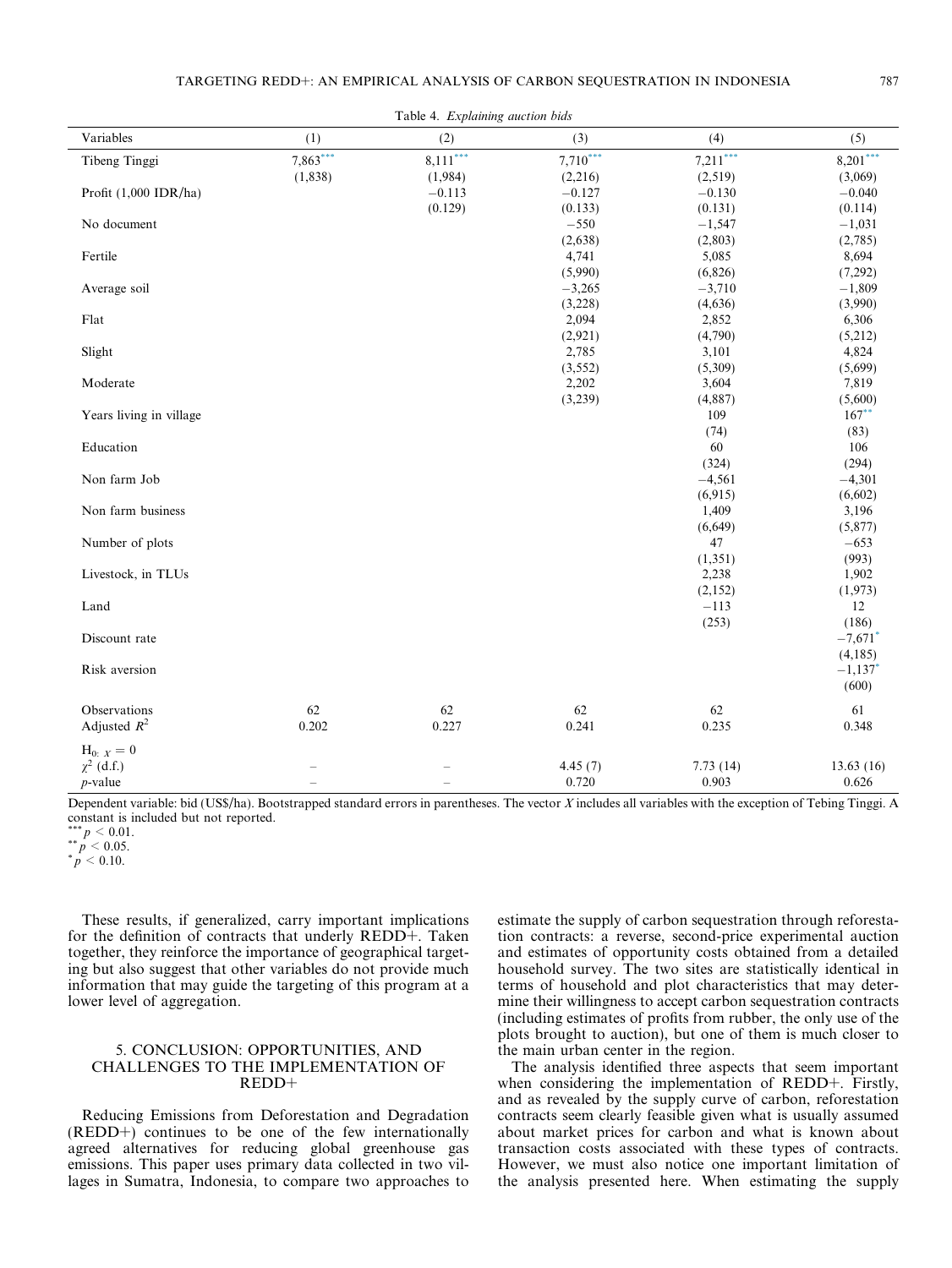Table 4. *Explaining auction bids*

| Variables | (1) | (2) | (3) | (4) | (5) |
|---|---|---|---|---|---|
| Tibeng Tinggi | 7,863*** | 8,111*** | 7,710*** | 7,211*** | 8,201*** |
| | (1,838) | (1,984) | (2,216) | (2,519) | (3,069) |
| Profit (1,000 IDR/ha) | | −0.113 | −0.127 | −0.130 | −0.040 |
| | | (0.129) | (0.133) | (0.131) | (0.114) |
| No document | | | −550 | −1,547 | −1,031 |
| | | | (2,638) | (2,803) | (2,785) |
| Fertile | | | 4,741 | 5,085 | 8,694 |
| | | | (5,990) | (6,826) | (7,292) |
| Average soil | | | −3,265 | −3,710 | −1,809 |
| | | | (3,228) | (4,636) | (3,990) |
| Flat | | | 2,094 | 2,852 | 6,306 |
| | | | (2,921) | (4,790) | (5,212) |
| Slight | | | 2,785 | 3,101 | 4,824 |
| | | | (3,552) | (5,309) | (5,699) |
| Moderate | | | 2,202 | 3,604 | 7,819 |
| | | | (3,239) | (4,887) | (5,600) |
| Years living in village | | | | 109 | 167** |
| | | | | (74) | (83) |
| Education | | | | 60 | 106 |
| | | | | (324) | (294) |
| Non farm Job | | | | −4,561 | −4,301 |
| | | | | (6,915) | (6,602) |
| Non farm business | | | | 1,409 | 3,196 |
| | | | | (6,649) | (5,877) |
| Number of plots | | | | 47 | −653 |
| | | | | (1,351) | (993) |
| Livestock, in TLUs | | | | 2,238 | 1,902 |
| | | | | (2,152) | (1,973) |
| Land | | | | −113 | 12 |
| | | | | (253) | (186) |
| Discount rate | | | | | −7,671* |
| | | | | | (4,185) |
| Risk aversion | | | | | −1,137* |
| | | | | | (600) |
| Observations | 62 | 62 | 62 | 62 | 61 |
| Adjusted $R^2$ | 0.202 | 0.227 | 0.241 | 0.235 | 0.348 |
| $H_{0:}\ X = 0$ | | | | | |
| $\chi^2$ (d.f.) | – | – | 4.45 (7) | 7.73 (14) | 13.63 (16) |
| $p$-value | – | – | 0.720 | 0.903 | 0.626 |

Dependent variable: bid (US\$/ha). Bootstrapped standard errors in parentheses. The vector $X$ includes all variables with the exception of Tebing Tinggi. A constant is included but not reported.
*** $p < 0.01$.
** $p < 0.05$.
* $p < 0.10$.

These results, if generalized, carry important implications for the definition of contracts that underly REDD+. Taken together, they reinforce the importance of geographical targeting but also suggest that other variables do not provide much information that may guide the targeting of this program at a lower level of aggregation.

## 5. CONCLUSION: OPPORTUNITIES, AND CHALLENGES TO THE IMPLEMENTATION OF REDD+

Reducing Emissions from Deforestation and Degradation (REDD+) continues to be one of the few internationally agreed alternatives for reducing global greenhouse gas emissions. This paper uses primary data collected in two villages in Sumatra, Indonesia, to compare two approaches to estimate the supply of carbon sequestration through reforestation contracts: a reverse, second-price experimental auction and estimates of opportunity costs obtained from a detailed household survey. The two sites are statistically identical in terms of household and plot characteristics that may determine their willingness to accept carbon sequestration contracts (including estimates of profits from rubber, the only use of the plots brought to auction), but one of them is much closer to the main urban center in the region.

The analysis identified three aspects that seem important when considering the implementation of REDD+. Firstly, and as revealed by the supply curve of carbon, reforestation contracts seem clearly feasible given what is usually assumed about market prices for carbon and what is known about transaction costs associated with these types of contracts. However, we must also notice one important limitation of the analysis presented here. When estimating the supply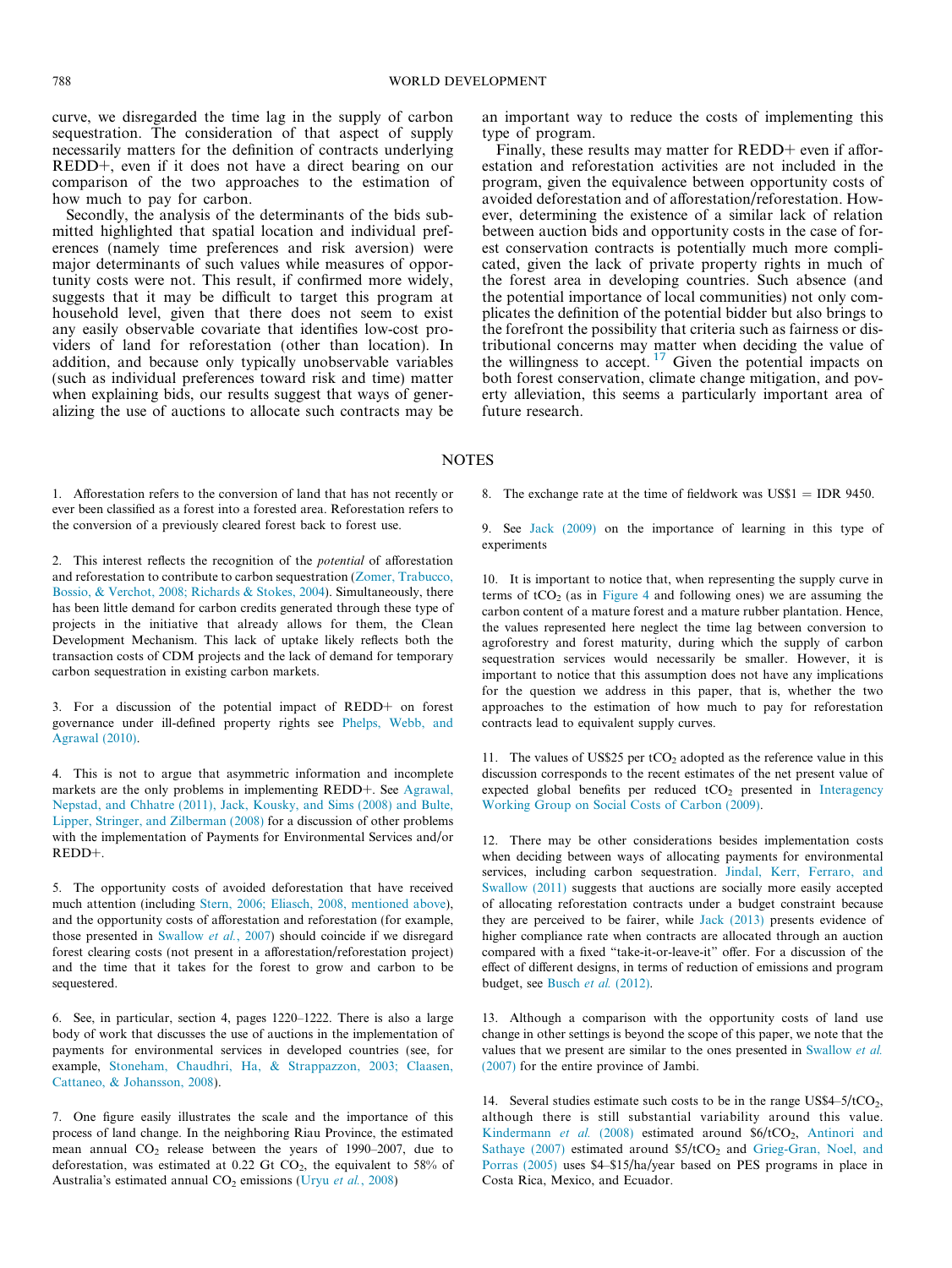curve, we disregarded the time lag in the supply of carbon sequestration. The consideration of that aspect of supply necessarily matters for the definition of contracts underlying REDD+, even if it does not have a direct bearing on our comparison of the two approaches to the estimation of how much to pay for carbon.

Secondly, the analysis of the determinants of the bids submitted highlighted that spatial location and individual preferences (namely time preferences and risk aversion) were major determinants of such values while measures of opportunity costs were not. This result, if confirmed more widely, suggests that it may be difficult to target this program at household level, given that there does not seem to exist any easily observable covariate that identifies low-cost providers of land for reforestation (other than location). In addition, and because only typically unobservable variables (such as individual preferences toward risk and time) matter when explaining bids, our results suggest that ways of generalizing the use of auctions to allocate such contracts may be an important way to reduce the costs of implementing this type of program.

Finally, these results may matter for REDD+ even if afforestation and reforestation activities are not included in the program, given the equivalence between opportunity costs of avoided deforestation and of afforestation/reforestation. However, determining the existence of a similar lack of relation between auction bids and opportunity costs in the case of forest conservation contracts is potentially much more complicated, given the lack of private property rights in much of the forest area in developing countries. Such absence (and the potential importance of local communities) not only complicates the definition of the potential bidder but also brings to the forefront the possibility that criteria such as fairness or distributional concerns may matter when deciding the value of the willingness to accept. [17] Given the potential impacts on both forest conservation, climate change mitigation, and poverty alleviation, this seems a particularly important area of future research.

## NOTES

1. Afforestation refers to the conversion of land that has not recently or ever been classified as a forest into a forested area. Reforestation refers to the conversion of a previously cleared forest back to forest use.

2. This interest reflects the recognition of the *potential* of afforestation and reforestation to contribute to carbon sequestration (Zomer, Trabucco, Bossio, & Verchot, 2008; Richards & Stokes, 2004). Simultaneously, there has been little demand for carbon credits generated through these type of projects in the initiative that already allows for them, the Clean Development Mechanism. This lack of uptake likely reflects both the transaction costs of CDM projects and the lack of demand for temporary carbon sequestration in existing carbon markets.

3. For a discussion of the potential impact of REDD+ on forest governance under ill-defined property rights see Phelps, Webb, and Agrawal (2010).

4. This is not to argue that asymmetric information and incomplete markets are the only problems in implementing REDD+. See Agrawal, Nepstad, and Chhatre (2011), Jack, Kousky, and Sims (2008) and Bulte, Lipper, Stringer, and Zilberman (2008) for a discussion of other problems with the implementation of Payments for Environmental Services and/or REDD+.

5. The opportunity costs of avoided deforestation that have received much attention (including Stern, 2006; Eliasch, 2008, mentioned above), and the opportunity costs of afforestation and reforestation (for example, those presented in Swallow *et al.*, 2007) should coincide if we disregard forest clearing costs (not present in a afforestation/reforestation project) and the time that it takes for the forest to grow and carbon to be sequestered.

6. See, in particular, section 4, pages 1220–1222. There is also a large body of work that discusses the use of auctions in the implementation of payments for environmental services in developed countries (see, for example, Stoneham, Chaudhri, Ha, & Strappazzon, 2003; Claasen, Cattaneo, & Johansson, 2008).

7. One figure easily illustrates the scale and the importance of this process of land change. In the neighboring Riau Province, the estimated mean annual $CO_2$ release between the years of 1990–2007, due to deforestation, was estimated at 0.22 Gt $CO_2$, the equivalent to 58% of Australia's estimated annual $CO_2$ emissions (Uryu *et al.*, 2008)

8. The exchange rate at the time of fieldwork was US\$1 = IDR 9450.

9. See Jack (2009) on the importance of learning in this type of experiments

10. It is important to notice that, when representing the supply curve in terms of $tCO_2$ (as in Figure 4 and following ones) we are assuming the carbon content of a mature forest and a mature rubber plantation. Hence, the values represented here neglect the time lag between conversion to agroforestry and forest maturity, during which the supply of carbon sequestration services would necessarily be smaller. However, it is important to notice that this assumption does not have any implications for the question we address in this paper, that is, whether the two approaches to the estimation of how much to pay for reforestation contracts lead to equivalent supply curves.

11. The values of US\$25 per $tCO_2$ adopted as the reference value in this discussion corresponds to the recent estimates of the net present value of expected global benefits per reduced $tCO_2$ presented in Interagency Working Group on Social Costs of Carbon (2009).

12. There may be other considerations besides implementation costs when deciding between ways of allocating payments for environmental services, including carbon sequestration. Jindal, Kerr, Ferraro, and Swallow (2011) suggests that auctions are socially more easily accepted of allocating reforestation contracts under a budget constraint because they are perceived to be fairer, while Jack (2013) presents evidence of higher compliance rate when contracts are allocated through an auction compared with a fixed "take-it-or-leave-it" offer. For a discussion of the effect of different designs, in terms of reduction of emissions and program budget, see Busch *et al.* (2012).

13. Although a comparison with the opportunity costs of land use change in other settings is beyond the scope of this paper, we note that the values that we present are similar to the ones presented in Swallow *et al.* (2007) for the entire province of Jambi.

14. Several studies estimate such costs to be in the range US\$4–5/$tCO_2$, although there is still substantial variability around this value. Kindermann *et al.* (2008) estimated around \$6/$tCO_2$, Antinori and Sathaye (2007) estimated around \$5/$tCO_2$ and Grieg-Gran, Noel, and Porras (2005) uses \$4–\$15/ha/year based on PES programs in place in Costa Rica, Mexico, and Ecuador.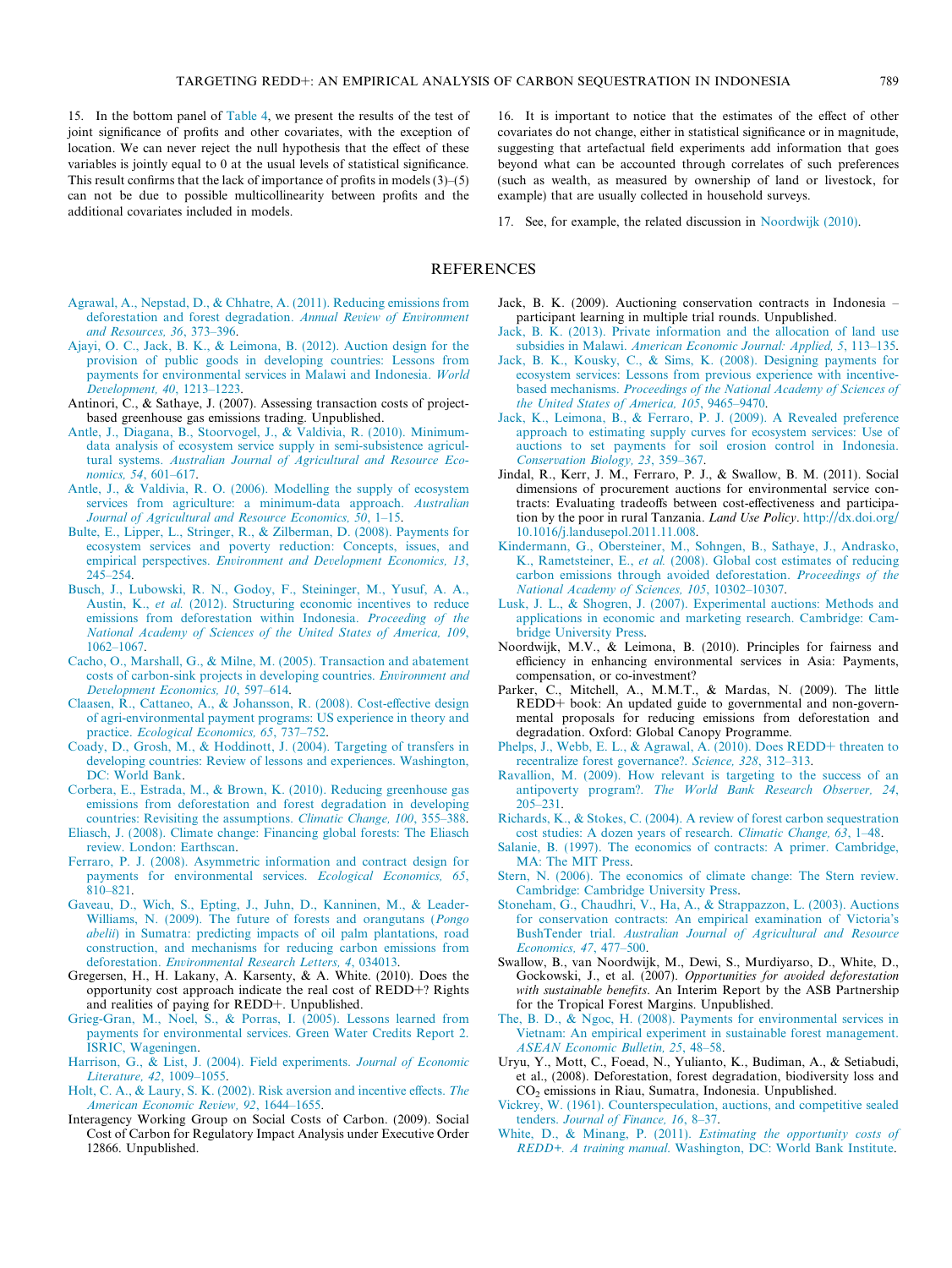15. In the bottom panel of Table 4, we present the results of the test of joint significance of profits and other covariates, with the exception of location. We can never reject the null hypothesis that the effect of these variables is jointly equal to 0 at the usual levels of statistical significance. This result confirms that the lack of importance of profits in models (3)–(5) can not be due to possible multicollinearity between profits and the additional covariates included in models.

16. It is important to notice that the estimates of the effect of other covariates do not change, either in statistical significance or in magnitude, suggesting that artefactual field experiments add information that goes beyond what can be accounted through correlates of such preferences (such as wealth, as measured by ownership of land or livestock, for example) that are usually collected in household surveys.

17. See, for example, the related discussion in Noordwijk (2010).

## REFERENCES

Agrawal, A., Nepstad, D., & Chhatre, A. (2011). Reducing emissions from deforestation and forest degradation. *Annual Review of Environment and Resources, 36*, 373–396.

Ajayi, O. C., Jack, B. K., & Leimona, B. (2012). Auction design for the provision of public goods in developing countries: Lessons from payments for environmental services in Malawi and Indonesia. *World Development, 40*, 1213–1223.

Antinori, C., & Sathaye, J. (2007). Assessing transaction costs of project-based greenhouse gas emissions trading. Unpublished.

Antle, J., Diagana, B., Stoorvogel, J., & Valdivia, R. (2010). Minimum-data analysis of ecosystem service supply in semi-subsistence agricultural systems. *Australian Journal of Agricultural and Resource Economics, 54*, 601–617.

Antle, J., & Valdivia, R. O. (2006). Modelling the supply of ecosystem services from agriculture: a minimum-data approach. *Australian Journal of Agricultural and Resource Economics, 50*, 1–15.

Bulte, E., Lipper, L., Stringer, R., & Zilberman, D. (2008). Payments for ecosystem services and poverty reduction: Concepts, issues, and empirical perspectives. *Environment and Development Economics, 13*, 245–254.

Busch, J., Lubowski, R. N., Godoy, F., Steininger, M., Yusuf, A. A., Austin, K., *et al.* (2012). Structuring economic incentives to reduce emissions from deforestation within Indonesia. *Proceeding of the National Academy of Sciences of the United States of America, 109*, 1062–1067.

Cacho, O., Marshall, G., & Milne, M. (2005). Transaction and abatement costs of carbon-sink projects in developing countries. *Environment and Development Economics, 10*, 597–614.

Claasen, R., Cattaneo, A., & Johansson, R. (2008). Cost-effective design of agri-environmental payment programs: US experience in theory and practice. *Ecological Economics, 65*, 737–752.

Coady, D., Grosh, M., & Hoddinott, J. (2004). Targeting of transfers in developing countries: Review of lessons and experiences. Washington, DC: World Bank.

Corbera, E., Estrada, M., & Brown, K. (2010). Reducing greenhouse gas emissions from deforestation and forest degradation in developing countries: Revisiting the assumptions. *Climatic Change, 100*, 355–388.

Eliasch, J. (2008). Climate change: Financing global forests: The Eliasch review. London: Earthscan.

Ferraro, P. J. (2008). Asymmetric information and contract design for payments for environmental services. *Ecological Economics, 65*, 810–821.

Gaveau, D., Wich, S., Epting, J., Juhn, D., Kanninen, M., & Leader-Williams, N. (2009). The future of forests and orangutans (*Pongo abelii*) in Sumatra: predicting impacts of oil palm plantations, road construction, and mechanisms for reducing carbon emissions from deforestation. *Environmental Research Letters, 4*, 034013.

Gregersen, H., H. Lakany, A. Karsenty, & A. White. (2010). Does the opportunity cost approach indicate the real cost of REDD+? Rights and realities of paying for REDD+. Unpublished.

Grieg-Gran, M., Noel, S., & Porras, I. (2005). Lessons learned from payments for environmental services. Green Water Credits Report 2. ISRIC, Wageningen.

Harrison, G., & List, J. (2004). Field experiments. *Journal of Economic Literature, 42*, 1009–1055.

Holt, C. A., & Laury, S. K. (2002). Risk aversion and incentive effects. *The American Economic Review, 92*, 1644–1655.

Interagency Working Group on Social Costs of Carbon. (2009). Social Cost of Carbon for Regulatory Impact Analysis under Executive Order 12866. Unpublished.

Jack, B. K. (2009). Auctioning conservation contracts in Indonesia – participant learning in multiple trial rounds. Unpublished.

Jack, B. K. (2013). Private information and the allocation of land use subsidies in Malawi. *American Economic Journal: Applied, 5*, 113–135.

Jack, B. K., Kousky, C., & Sims, K. (2008). Designing payments for ecosystem services: Lessons from previous experience with incentive-based mechanisms. *Proceedings of the National Academy of Sciences of the United States of America, 105*, 9465–9470.

Jack, K., Leimona, B., & Ferraro, P. J. (2009). A Revealed preference approach to estimating supply curves for ecosystem services: Use of auctions to set payments for soil erosion control in Indonesia. *Conservation Biology, 23*, 359–367.

Jindal, R., Kerr, J. M., Ferraro, P. J., & Swallow, B. M. (2011). Social dimensions of procurement auctions for environmental service contracts: Evaluating tradeoffs between cost-effectiveness and participation by the poor in rural Tanzania. *Land Use Policy*. http://dx.doi.org/10.1016/j.landusepol.2011.11.008.

Kindermann, G., Obersteiner, M., Sohngen, B., Sathaye, J., Andrasko, K., Rametsteiner, E., *et al.* (2008). Global cost estimates of reducing carbon emissions through avoided deforestation. *Proceedings of the National Academy of Sciences, 105*, 10302–10307.

Lusk, J. L., & Shogren, J. (2007). Experimental auctions: Methods and applications in economic and marketing research. Cambridge: Cambridge University Press.

Noordwijk, M.V., & Leimona, B. (2010). Principles for fairness and efficiency in enhancing environmental services in Asia: Payments, compensation, or co-investment?

Parker, C., Mitchell, A., M.M.T., & Mardas, N. (2009). The little REDD+ book: An updated guide to governmental and non-governmental proposals for reducing emissions from deforestation and degradation. Oxford: Global Canopy Programme.

Phelps, J., Webb, E. L., & Agrawal, A. (2010). Does REDD+ threaten to recentralize forest governance?. *Science, 328*, 312–313.

Ravallion, M. (2009). How relevant is targeting to the success of an antipoverty program?. *The World Bank Research Observer, 24*, 205–231.

Richards, K., & Stokes, C. (2004). A review of forest carbon sequestration cost studies: A dozen years of research. *Climatic Change, 63*, 1–48.

Salanie, B. (1997). The economics of contracts: A primer. Cambridge, MA: The MIT Press.

Stern, N. (2006). The economics of climate change: The Stern review. Cambridge: Cambridge University Press.

Stoneham, G., Chaudhri, V., Ha, A., & Strappazzon, L. (2003). Auctions for conservation contracts: An empirical examination of Victoria's BushTender trial. *Australian Journal of Agricultural and Resource Economics, 47*, 477–500.

Swallow, B., van Noordwijk, M., Dewi, S., Murdiyarso, D., White, D., Gockowski, J., et al. (2007). *Opportunities for avoided deforestation with sustainable benefits*. An Interim Report by the ASB Partnership for the Tropical Forest Margins. Unpublished.

The, B. D., & Ngoc, H. (2008). Payments for environmental services in Vietnam: An empirical experiment in sustainable forest management. *ASEAN Economic Bulletin, 25*, 48–58.

Uryu, Y., Mott, C., Foead, N., Yulianto, K., Budiman, A., & Setiabudi, et al., (2008). Deforestation, forest degradation, biodiversity loss and $CO_2$ emissions in Riau, Sumatra, Indonesia. Unpublished.

Vickrey, W. (1961). Counterspeculation, auctions, and competitive sealed tenders. *Journal of Finance, 16*, 8–37.

White, D., & Minang, P. (2011). *Estimating the opportunity costs of REDD+. A training manual.* Washington, DC: World Bank Institute.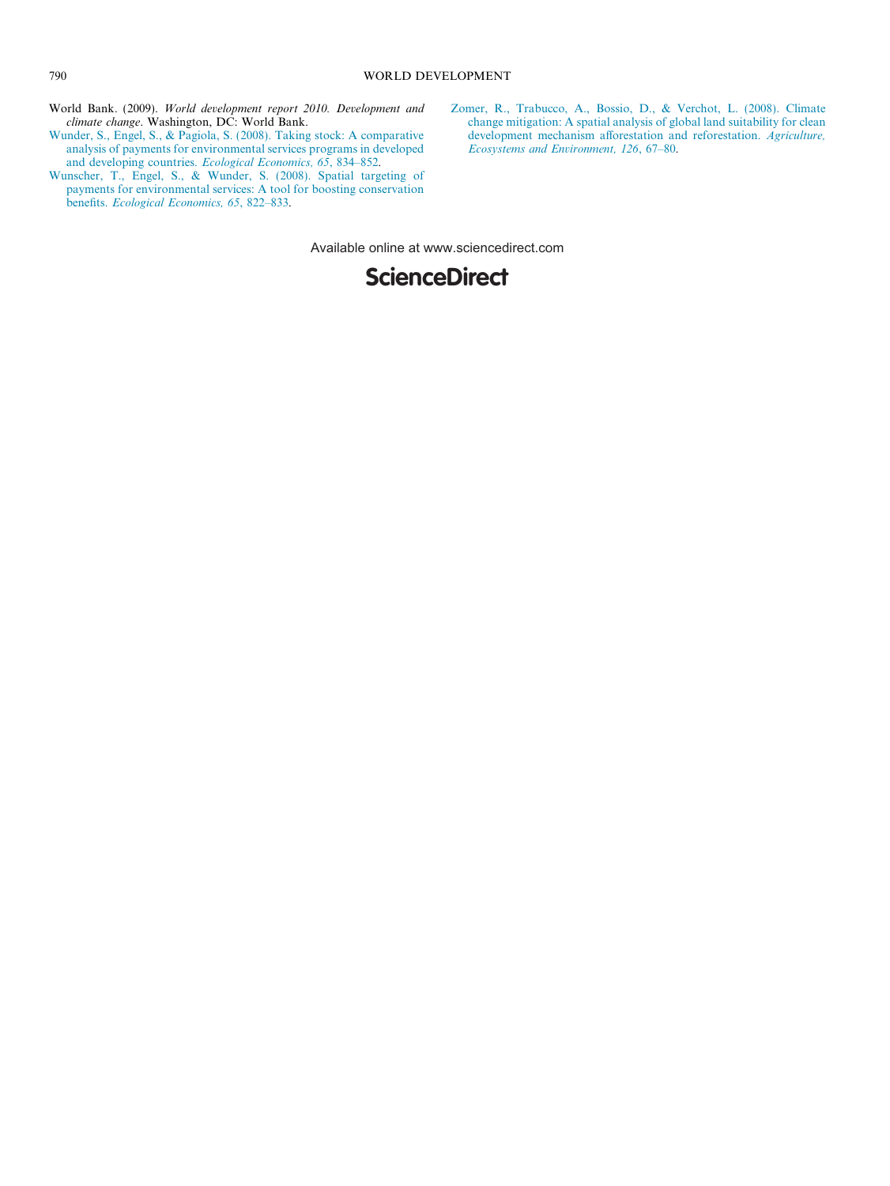World Bank. (2009). *World development report 2010. Development and climate change*. Washington, DC: World Bank.

Wunder, S., Engel, S., & Pagiola, S. (2008). Taking stock: A comparative analysis of payments for environmental services programs in developed and developing countries. *Ecological Economics, 65*, 834–852.

Wunscher, T., Engel, S., & Wunder, S. (2008). Spatial targeting of payments for environmental services: A tool for boosting conservation benefits. *Ecological Economics, 65*, 822–833.

Zomer, R., Trabucco, A., Bossio, D., & Verchot, L. (2008). Climate change mitigation: A spatial analysis of global land suitability for clean development mechanism afforestation and reforestation. *Agriculture, Ecosystems and Environment, 126*, 67–80.

Available online at www.sciencedirect.com

**ScienceDirect**